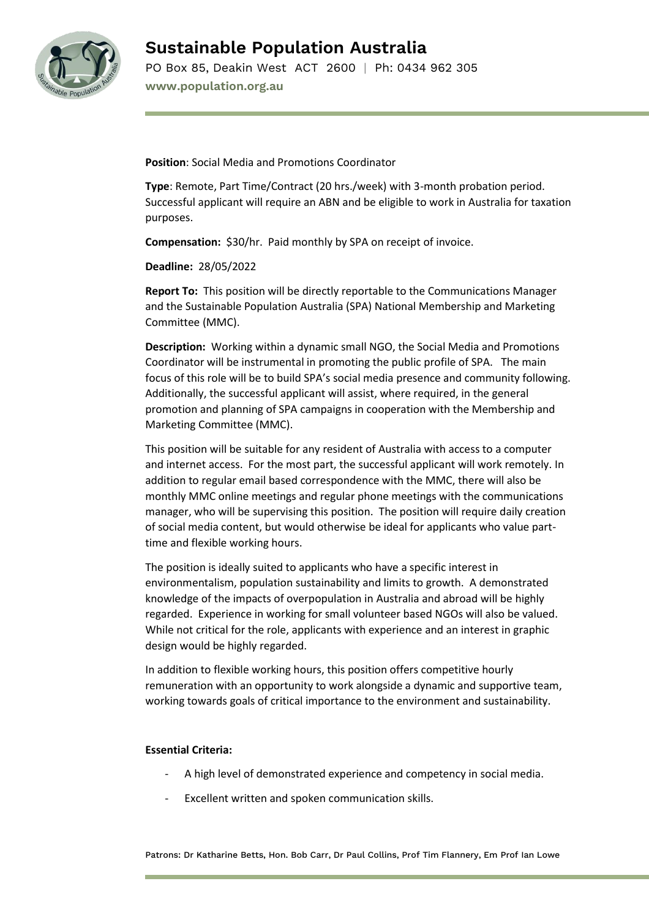# Sustainable Population Australia

PO Box 85, Deakin West ACT 2600 | Ph: 0434 962 305

**www.population.org.au**

**Position**: Social Media and Promotions Coordinator

**Type**: Remote, Part Time/Contract (20 hrs./week) with 3-month probation period. Successful applicant will require an ABN and be eligible to work in Australia for taxation purposes.

**Compensation:** $30/hr. Paid monthly by SPA on receipt of invoice.

**Deadline:** 28/05/2022

**Report To:** This position will be directly reportable to the Communications Manager and the Sustainable Population Australia (SPA) National Membership and Marketing Committee (MMC).

**Description:** Working within a dynamic small NGO, the Social Media and Promotions Coordinator will be instrumental in promoting the public profile of SPA. The main focus of this role will be to build SPA's social media presence and community following. Additionally, the successful applicant will assist, where required, in the general promotion and planning of SPA campaigns in cooperation with the Membership and Marketing Committee (MMC).

This position will be suitable for any resident of Australia with access to a computer and internet access. For the most part, the successful applicant will work remotely. In addition to regular email based correspondence with the MMC, there will also be monthly MMC online meetings and regular phone meetings with the communications manager, who will be supervising this position. The position will require daily creation of social media content, but would otherwise be ideal for applicants who value part-time and flexible working hours.

The position is ideally suited to applicants who have a specific interest in environmentalism, population sustainability and limits to growth. A demonstrated knowledge of the impacts of overpopulation in Australia and abroad will be highly regarded. Experience in working for small volunteer based NGOs will also be valued. While not critical for the role, applicants with experience and an interest in graphic design would be highly regarded.

In addition to flexible working hours, this position offers competitive hourly remuneration with an opportunity to work alongside a dynamic and supportive team, working towards goals of critical importance to the environment and sustainability.

**Essential Criteria:**

- A high level of demonstrated experience and competency in social media.
- Excellent written and spoken communication skills.

Patrons: Dr Katharine Betts, Hon. Bob Carr, Dr Paul Collins, Prof Tim Flannery, Em Prof Ian Lowe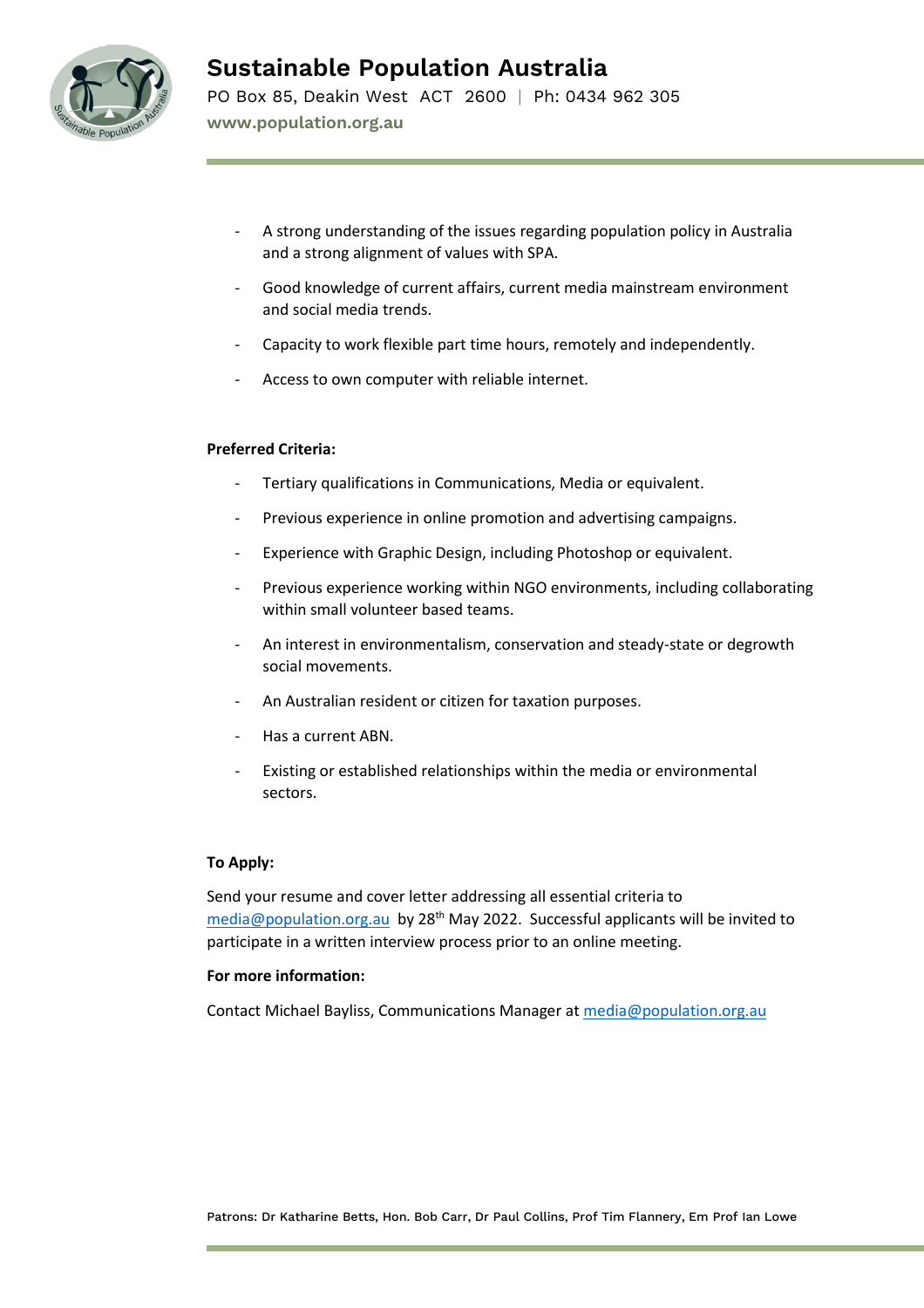- A strong understanding of the issues regarding population policy in Australia and a strong alignment of values with SPA.
- Good knowledge of current affairs, current media mainstream environment and social media trends.
- Capacity to work flexible part time hours, remotely and independently.
- Access to own computer with reliable internet.

**Preferred Criteria:**

- Tertiary qualifications in Communications, Media or equivalent.
- Previous experience in online promotion and advertising campaigns.
- Experience with Graphic Design, including Photoshop or equivalent.
- Previous experience working within NGO environments, including collaborating within small volunteer based teams.
- An interest in environmentalism, conservation and steady-state or degrowth social movements.
- An Australian resident or citizen for taxation purposes.
- Has a current ABN.
- Existing or established relationships within the media or environmental sectors.

**To Apply:**

Send your resume and cover letter addressing all essential criteria to media@population.org.au by 28th May 2022. Successful applicants will be invited to participate in a written interview process prior to an online meeting.

**For more information:**

Contact Michael Bayliss, Communications Manager at media@population.org.au

Patrons: Dr Katharine Betts, Hon. Bob Carr, Dr Paul Collins, Prof Tim Flannery, Em Prof Ian Lowe